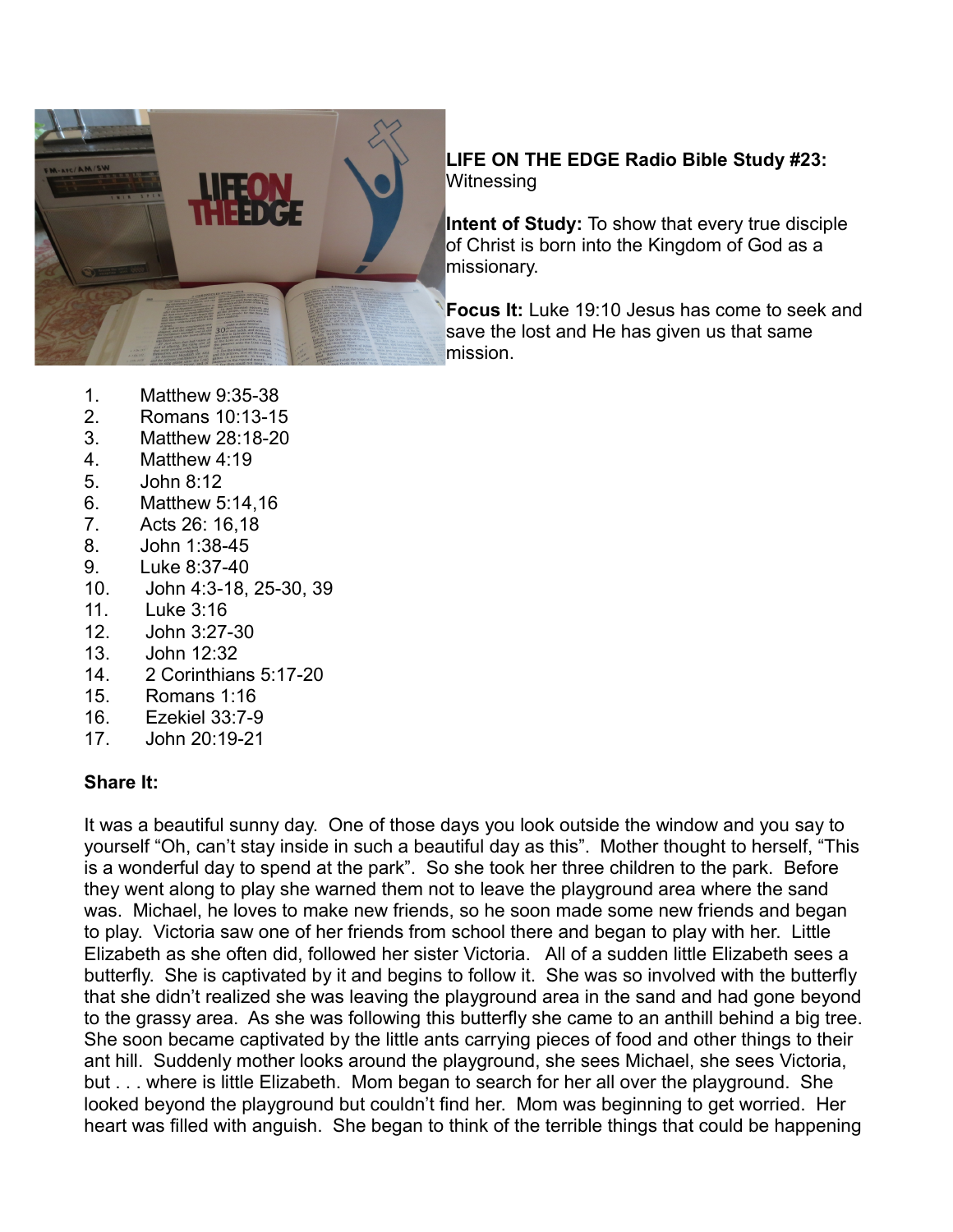**LIFE ON THE EDGE Radio Bible Study #23:** Witnessing

**Intent of Study:** To show that every true disciple of Christ is born into the Kingdom of God as a missionary.

**Focus It:** Luke 19:10 Jesus has come to seek and save the lost and He has given us that same mission.

1. Matthew 9:35-38
2. Romans 10:13-15
3. Matthew 28:18-20
4. Matthew 4:19
5. John 8:12
6. Matthew 5:14,16
7. Acts 26: 16,18
8. John 1:38-45
9. Luke 8:37-40
10. John 4:3-18, 25-30, 39
11. Luke 3:16
12. John 3:27-30
13. John 12:32
14. 2 Corinthians 5:17-20
15. Romans 1:16
16. Ezekiel 33:7-9
17. John 20:19-21

**Share It:**

It was a beautiful sunny day. One of those days you look outside the window and you say to yourself "Oh, can't stay inside in such a beautiful day as this". Mother thought to herself, "This is a wonderful day to spend at the park". So she took her three children to the park. Before they went along to play she warned them not to leave the playground area where the sand was. Michael, he loves to make new friends, so he soon made some new friends and began to play. Victoria saw one of her friends from school there and began to play with her. Little Elizabeth as she often did, followed her sister Victoria. All of a sudden little Elizabeth sees a butterfly. She is captivated by it and begins to follow it. She was so involved with the butterfly that she didn't realized she was leaving the playground area in the sand and had gone beyond to the grassy area. As she was following this butterfly she came to an anthill behind a big tree. She soon became captivated by the little ants carrying pieces of food and other things to their ant hill. Suddenly mother looks around the playground, she sees Michael, she sees Victoria, but . . . where is little Elizabeth. Mom began to search for her all over the playground. She looked beyond the playground but couldn't find her. Mom was beginning to get worried. Her heart was filled with anguish. She began to think of the terrible things that could be happening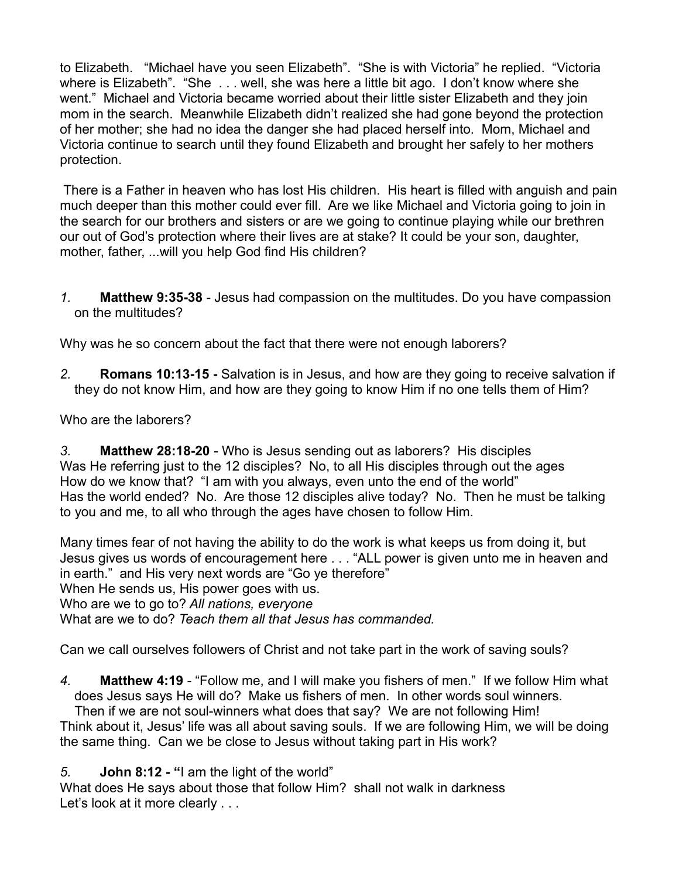to Elizabeth. "Michael have you seen Elizabeth". "She is with Victoria" he replied. "Victoria where is Elizabeth". "She . . . well, she was here a little bit ago. I don't know where she went." Michael and Victoria became worried about their little sister Elizabeth and they join mom in the search. Meanwhile Elizabeth didn't realized she had gone beyond the protection of her mother; she had no idea the danger she had placed herself into. Mom, Michael and Victoria continue to search until they found Elizabeth and brought her safely to her mothers protection.

There is a Father in heaven who has lost His children. His heart is filled with anguish and pain much deeper than this mother could ever fill. Are we like Michael and Victoria going to join in the search for our brothers and sisters or are we going to continue playing while our brethren our out of God's protection where their lives are at stake? It could be your son, daughter, mother, father, ...will you help God find His children?

*1.* **Matthew 9:35-38** - Jesus had compassion on the multitudes. Do you have compassion on the multitudes?

Why was he so concern about the fact that there were not enough laborers?

*2.* **Romans 10:13-15 -** Salvation is in Jesus, and how are they going to receive salvation if they do not know Him, and how are they going to know Him if no one tells them of Him?

Who are the laborers?

*3.* **Matthew 28:18-20** - Who is Jesus sending out as laborers? His disciples
Was He referring just to the 12 disciples? No, to all His disciples through out the ages
How do we know that? "I am with you always, even unto the end of the world"
Has the world ended? No. Are those 12 disciples alive today? No. Then he must be talking to you and me, to all who through the ages have chosen to follow Him.

Many times fear of not having the ability to do the work is what keeps us from doing it, but Jesus gives us words of encouragement here . . . "ALL power is given unto me in heaven and in earth." and His very next words are "Go ye therefore"
When He sends us, His power goes with us.
Who are we to go to? *All nations, everyone*
What are we to do? *Teach them all that Jesus has commanded.*

Can we call ourselves followers of Christ and not take part in the work of saving souls?

*4.* **Matthew 4:19** - "Follow me, and I will make you fishers of men." If we follow Him what does Jesus says He will do? Make us fishers of men. In other words soul winners.
Then if we are not soul-winners what does that say? We are not following Him!
Think about it, Jesus' life was all about saving souls. If we are following Him, we will be doing the same thing. Can we be close to Jesus without taking part in His work?

*5.* **John 8:12 - "**I am the light of the world"
What does He says about those that follow Him? shall not walk in darkness
Let's look at it more clearly . . .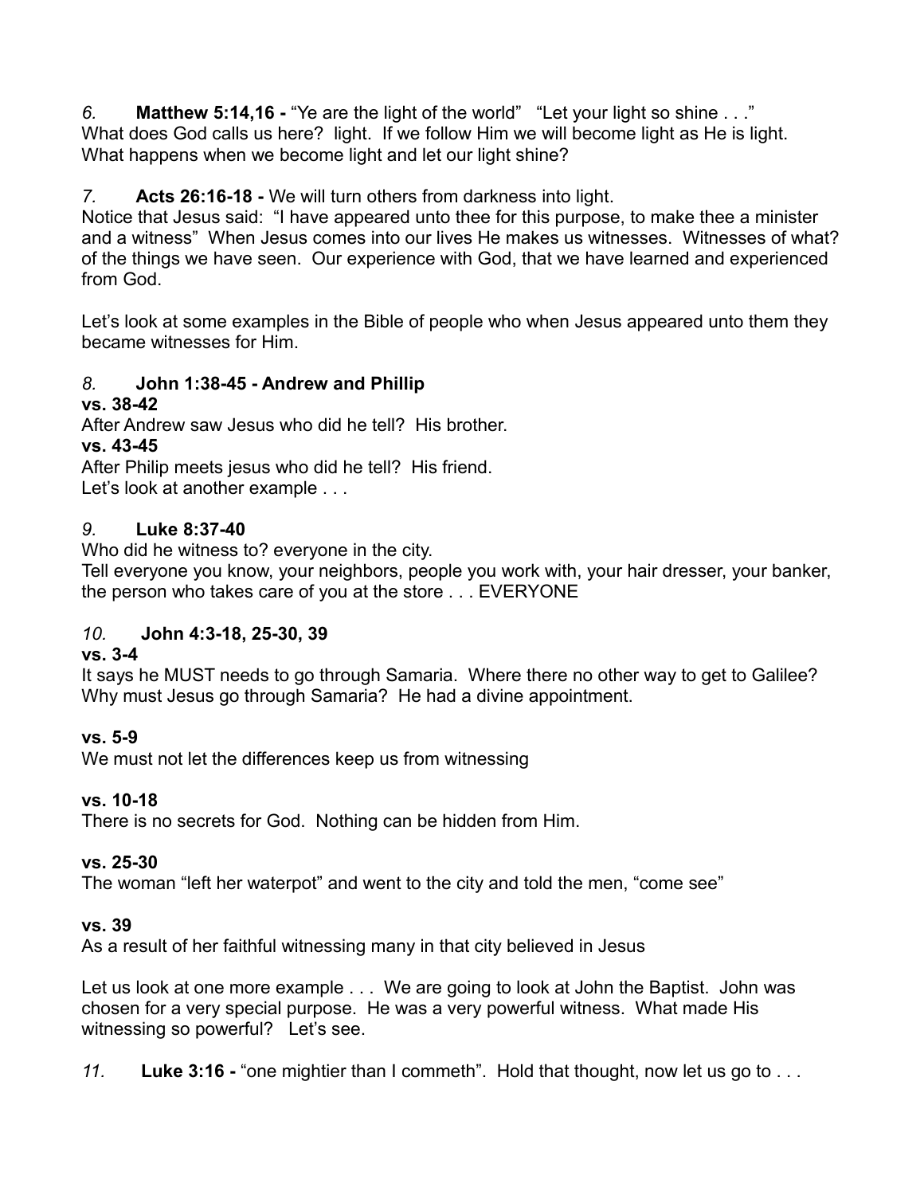*6.* **Matthew 5:14,16 -** "Ye are the light of the world" "Let your light so shine . . ."
What does God calls us here? light. If we follow Him we will become light as He is light.
What happens when we become light and let our light shine?

*7.* **Acts 26:16-18 -** We will turn others from darkness into light.
Notice that Jesus said: "I have appeared unto thee for this purpose, to make thee a minister and a witness" When Jesus comes into our lives He makes us witnesses. Witnesses of what? of the things we have seen. Our experience with God, that we have learned and experienced from God.

Let's look at some examples in the Bible of people who when Jesus appeared unto them they became witnesses for Him.

*8.* **John 1:38-45 - Andrew and Phillip**

**vs. 38-42**

After Andrew saw Jesus who did he tell? His brother.

**vs. 43-45**

After Philip meets jesus who did he tell? His friend.
Let's look at another example . . .

*9.* **Luke 8:37-40**

Who did he witness to? everyone in the city.
Tell everyone you know, your neighbors, people you work with, your hair dresser, your banker, the person who takes care of you at the store . . . EVERYONE

*10.* **John 4:3-18, 25-30, 39**

**vs. 3-4**

It says he MUST needs to go through Samaria. Where there no other way to get to Galilee? Why must Jesus go through Samaria? He had a divine appointment.

**vs. 5-9**

We must not let the differences keep us from witnessing

**vs. 10-18**

There is no secrets for God. Nothing can be hidden from Him.

**vs. 25-30**

The woman "left her waterpot" and went to the city and told the men, "come see"

**vs. 39**

As a result of her faithful witnessing many in that city believed in Jesus

Let us look at one more example . . . We are going to look at John the Baptist. John was chosen for a very special purpose. He was a very powerful witness. What made His witnessing so powerful? Let's see.

*11.* **Luke 3:16 -** "one mightier than I commeth". Hold that thought, now let us go to . . .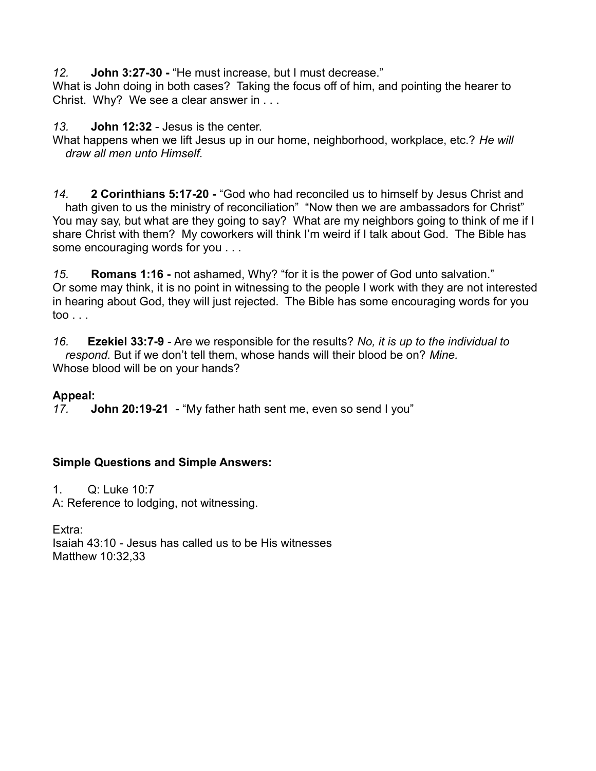*12.* **John 3:27-30 -** “He must increase, but I must decrease.”
What is John doing in both cases? Taking the focus off of him, and pointing the hearer to Christ. Why? We see a clear answer in . . .

*13.* **John 12:32** - Jesus is the center.
What happens when we lift Jesus up in our home, neighborhood, workplace, etc.? *He will draw all men unto Himself.*

*14.* **2 Corinthians 5:17-20 -** “God who had reconciled us to himself by Jesus Christ and hath given to us the ministry of reconciliation” “Now then we are ambassadors for Christ”
You may say, but what are they going to say? What are my neighbors going to think of me if I share Christ with them? My coworkers will think I’m weird if I talk about God. The Bible has some encouraging words for you . . .

*15.* **Romans 1:16 -** not ashamed, Why? “for it is the power of God unto salvation.”
Or some may think, it is no point in witnessing to the people I work with they are not interested in hearing about God, they will just rejected. The Bible has some encouraging words for you too . . .

*16.* **Ezekiel 33:7-9** - Are we responsible for the results? *No, it is up to the individual to respond.* But if we don’t tell them, whose hands will their blood be on? *Mine.*
Whose blood will be on your hands?

**Appeal:**
*17.* **John 20:19-21** - “My father hath sent me, even so send I you”

**Simple Questions and Simple Answers:**

1. Q: Luke 10:7
A: Reference to lodging, not witnessing.

Extra:
Isaiah 43:10 - Jesus has called us to be His witnesses
Matthew 10:32,33